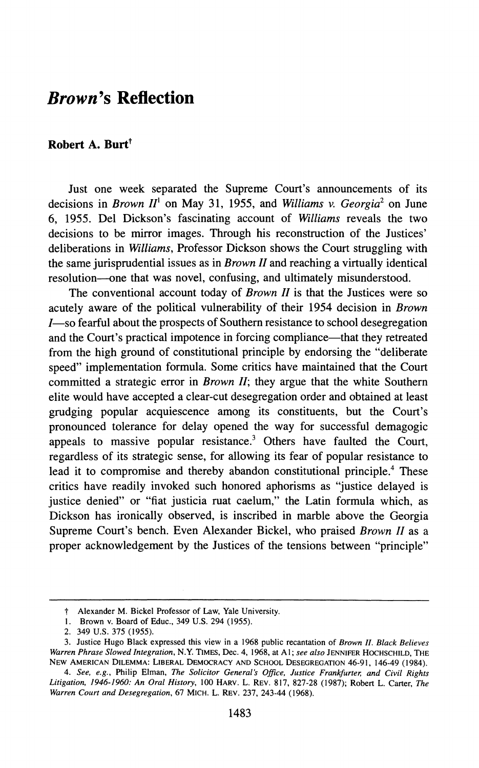# *Brown*'s Reflection

**Robert A. Burt**[†]

Just one week separated the Supreme Court's announcements of its decisions in *Brown II*[1] on May 31, 1955, and *Williams v. Georgia*[2] on June 6, 1955. Del Dickson's fascinating account of *Williams* reveals the two decisions to be mirror images. Through his reconstruction of the Justices' deliberations in *Williams*, Professor Dickson shows the Court struggling with the same jurisprudential issues as in *Brown II* and reaching a virtually identical resolution—one that was novel, confusing, and ultimately misunderstood.

The conventional account today of *Brown II* is that the Justices were so acutely aware of the political vulnerability of their 1954 decision in *Brown I*—so fearful about the prospects of Southern resistance to school desegregation and the Court's practical impotence in forcing compliance—that they retreated from the high ground of constitutional principle by endorsing the "deliberate speed" implementation formula. Some critics have maintained that the Court committed a strategic error in *Brown II*; they argue that the white Southern elite would have accepted a clear-cut desegregation order and obtained at least grudging popular acquiescence among its constituents, but the Court's pronounced tolerance for delay opened the way for successful demagogic appeals to massive popular resistance.[3] Others have faulted the Court, regardless of its strategic sense, for allowing its fear of popular resistance to lead it to compromise and thereby abandon constitutional principle.[4] These critics have readily invoked such honored aphorisms as "justice delayed is justice denied" or "fiat justicia ruat caelum," the Latin formula which, as Dickson has ironically observed, is inscribed in marble above the Georgia Supreme Court's bench. Even Alexander Bickel, who praised *Brown II* as a proper acknowledgement by the Justices of the tensions between "principle"

---

† Alexander M. Bickel Professor of Law, Yale University.

1. Brown v. Board of Educ., 349 U.S. 294 (1955).

2. 349 U.S. 375 (1955).

3. Justice Hugo Black expressed this view in a 1968 public recantation of *Brown II*. *Black Believes Warren Phrase Slowed Integration*, N.Y. TIMES, Dec. 4, 1968, at A1; *see also* JENNIFER HOCHSCHILD, THE NEW AMERICAN DILEMMA: LIBERAL DEMOCRACY AND SCHOOL DESEGREGATION 46-91, 146-49 (1984).

4. *See, e.g.*, Philip Elman, *The Solicitor General's Office, Justice Frankfurter, and Civil Rights Litigation, 1946-1960: An Oral History*, 100 HARV. L. REV. 817, 827-28 (1987); Robert L. Carter, *The Warren Court and Desegregation*, 67 MICH. L. REV. 237, 243-44 (1968).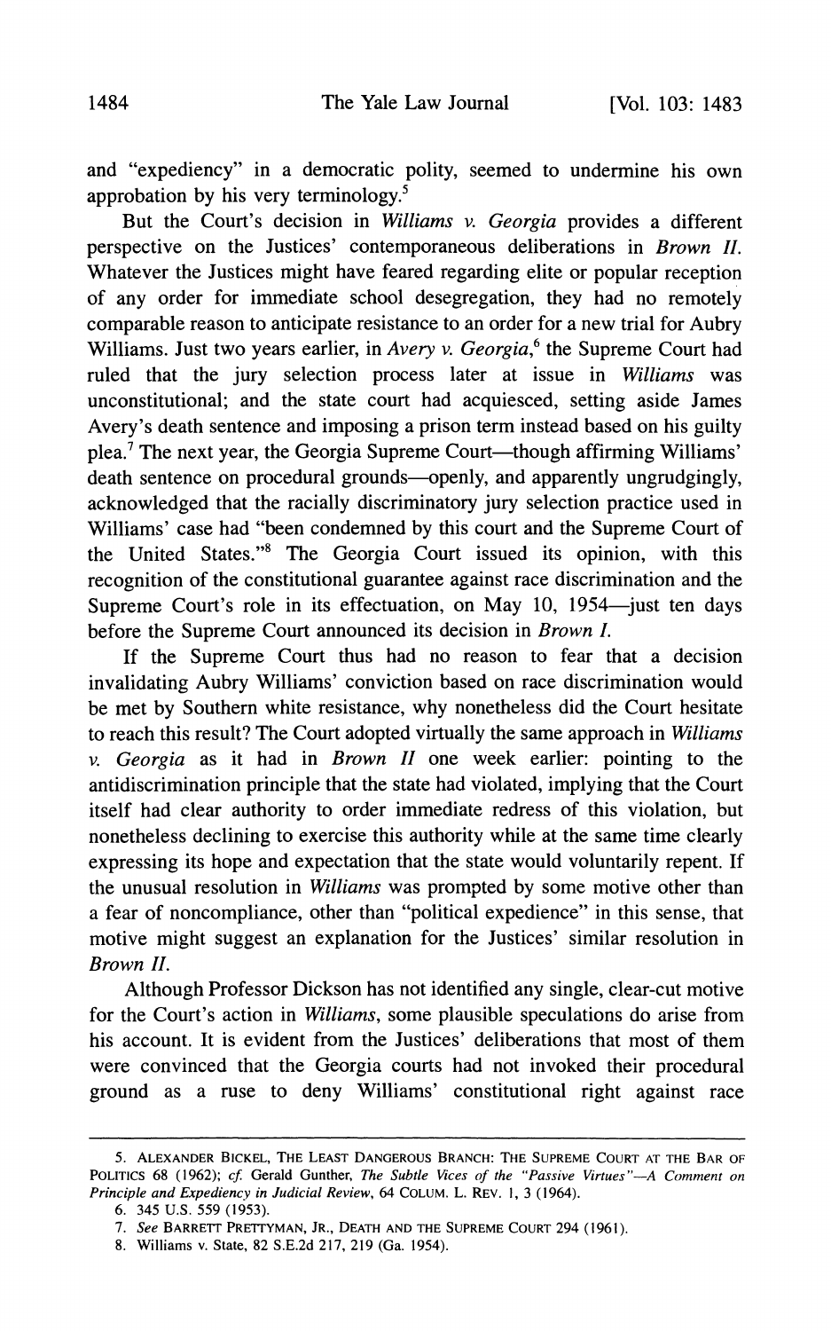and "expediency" in a democratic polity, seemed to undermine his own approbation by his very terminology.[5]

But the Court's decision in *Williams v. Georgia* provides a different perspective on the Justices' contemporaneous deliberations in *Brown II*. Whatever the Justices might have feared regarding elite or popular reception of any order for immediate school desegregation, they had no remotely comparable reason to anticipate resistance to an order for a new trial for Aubry Williams. Just two years earlier, in *Avery v. Georgia*,[6] the Supreme Court had ruled that the jury selection process later at issue in *Williams* was unconstitutional; and the state court had acquiesced, setting aside James Avery's death sentence and imposing a prison term instead based on his guilty plea.[7] The next year, the Georgia Supreme Court—though affirming Williams' death sentence on procedural grounds—openly, and apparently ungrudgingly, acknowledged that the racially discriminatory jury selection practice used in Williams' case had "been condemned by this court and the Supreme Court of the United States."[8] The Georgia Court issued its opinion, with this recognition of the constitutional guarantee against race discrimination and the Supreme Court's role in its effectuation, on May 10, 1954—just ten days before the Supreme Court announced its decision in *Brown I*.

If the Supreme Court thus had no reason to fear that a decision invalidating Aubry Williams' conviction based on race discrimination would be met by Southern white resistance, why nonetheless did the Court hesitate to reach this result? The Court adopted virtually the same approach in *Williams v. Georgia* as it had in *Brown II* one week earlier: pointing to the antidiscrimination principle that the state had violated, implying that the Court itself had clear authority to order immediate redress of this violation, but nonetheless declining to exercise this authority while at the same time clearly expressing its hope and expectation that the state would voluntarily repent. If the unusual resolution in *Williams* was prompted by some motive other than a fear of noncompliance, other than "political expedience" in this sense, that motive might suggest an explanation for the Justices' similar resolution in *Brown II*.

Although Professor Dickson has not identified any single, clear-cut motive for the Court's action in *Williams*, some plausible speculations do arise from his account. It is evident from the Justices' deliberations that most of them were convinced that the Georgia courts had not invoked their procedural ground as a ruse to deny Williams' constitutional right against race

---

5. ALEXANDER BICKEL, THE LEAST DANGEROUS BRANCH: THE SUPREME COURT AT THE BAR OF POLITICS 68 (1962); *cf.* Gerald Gunther, *The Subtle Vices of the "Passive Virtues"—A Comment on Principle and Expediency in Judicial Review*, 64 COLUM. L. REV. 1, 3 (1964).

6. 345 U.S. 559 (1953).

7. *See* BARRETT PRETTYMAN, JR., DEATH AND THE SUPREME COURT 294 (1961).

8. Williams v. State, 82 S.E.2d 217, 219 (Ga. 1954).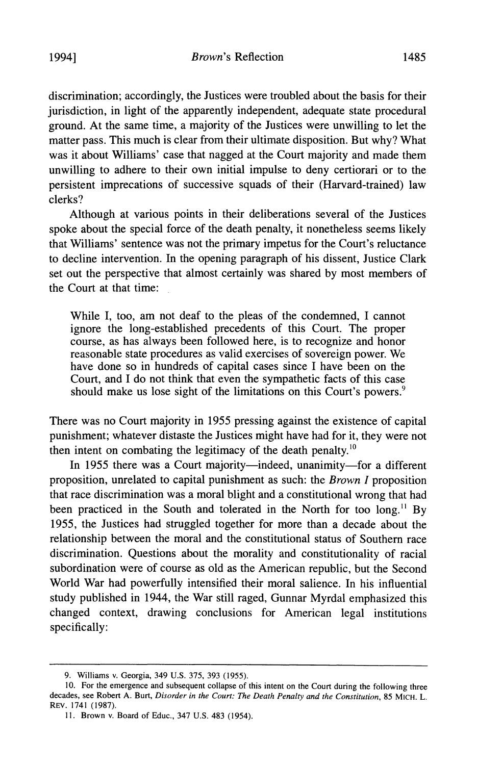discrimination; accordingly, the Justices were troubled about the basis for their jurisdiction, in light of the apparently independent, adequate state procedural ground. At the same time, a majority of the Justices were unwilling to let the matter pass. This much is clear from their ultimate disposition. But why? What was it about Williams' case that nagged at the Court majority and made them unwilling to adhere to their own initial impulse to deny certiorari or to the persistent imprecations of successive squads of their (Harvard-trained) law clerks?

Although at various points in their deliberations several of the Justices spoke about the special force of the death penalty, it nonetheless seems likely that Williams' sentence was not the primary impetus for the Court's reluctance to decline intervention. In the opening paragraph of his dissent, Justice Clark set out the perspective that almost certainly was shared by most members of the Court at that time:

> While I, too, am not deaf to the pleas of the condemned, I cannot ignore the long-established precedents of this Court. The proper course, as has always been followed here, is to recognize and honor reasonable state procedures as valid exercises of sovereign power. We have done so in hundreds of capital cases since I have been on the Court, and I do not think that even the sympathetic facts of this case should make us lose sight of the limitations on this Court's powers.[9]

There was no Court majority in 1955 pressing against the existence of capital punishment; whatever distaste the Justices might have had for it, they were not then intent on combating the legitimacy of the death penalty.[10]

In 1955 there was a Court majority—indeed, unanimity—for a different proposition, unrelated to capital punishment as such: the *Brown I* proposition that race discrimination was a moral blight and a constitutional wrong that had been practiced in the South and tolerated in the North for too long.[11] By 1955, the Justices had struggled together for more than a decade about the relationship between the moral and the constitutional status of Southern race discrimination. Questions about the morality and constitutionality of racial subordination were of course as old as the American republic, but the Second World War had powerfully intensified their moral salience. In his influential study published in 1944, the War still raged, Gunnar Myrdal emphasized this changed context, drawing conclusions for American legal institutions specifically:

---

9. Williams v. Georgia, 349 U.S. 375, 393 (1955).

10. For the emergence and subsequent collapse of this intent on the Court during the following three decades, see Robert A. Burt, *Disorder in the Court: The Death Penalty and the Constitution*, 85 MICH. L. REV. 1741 (1987).

11. Brown v. Board of Educ., 347 U.S. 483 (1954).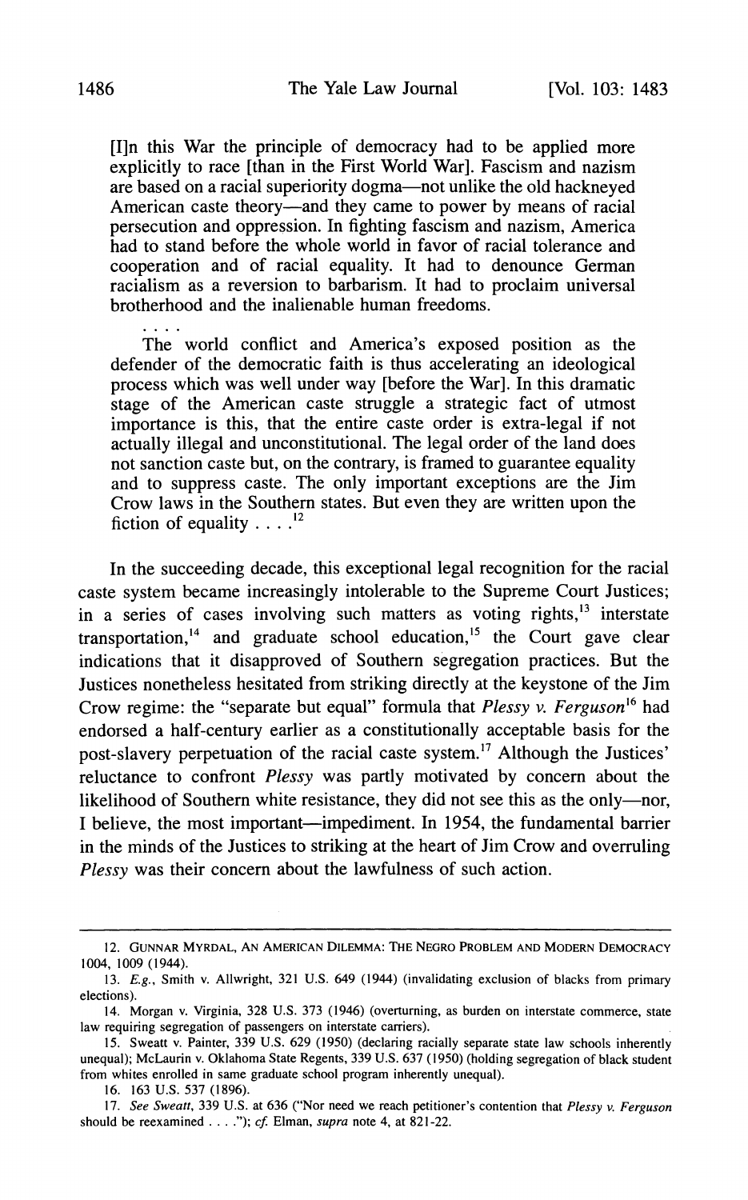> [I]n this War the principle of democracy had to be applied more explicitly to race [than in the First World War]. Fascism and nazism are based on a racial superiority dogma—not unlike the old hackneyed American caste theory—and they came to power by means of racial persecution and oppression. In fighting fascism and nazism, America had to stand before the whole world in favor of racial tolerance and cooperation and of racial equality. It had to denounce German racialism as a reversion to barbarism. It had to proclaim universal brotherhood and the inalienable human freedoms.
>
> . . . .
>
> The world conflict and America's exposed position as the defender of the democratic faith is thus accelerating an ideological process which was well under way [before the War]. In this dramatic stage of the American caste struggle a strategic fact of utmost importance is this, that the entire caste order is extra-legal if not actually illegal and unconstitutional. The legal order of the land does not sanction caste but, on the contrary, is framed to guarantee equality and to suppress caste. The only important exceptions are the Jim Crow laws in the Southern states. But even they are written upon the fiction of equality . . . .[12]

In the succeeding decade, this exceptional legal recognition for the racial caste system became increasingly intolerable to the Supreme Court Justices; in a series of cases involving such matters as voting rights,[13] interstate transportation,[14] and graduate school education,[15] the Court gave clear indications that it disapproved of Southern segregation practices. But the Justices nonetheless hesitated from striking directly at the keystone of the Jim Crow regime: the "separate but equal" formula that *Plessy v. Ferguson*[16] had endorsed a half-century earlier as a constitutionally acceptable basis for the post-slavery perpetuation of the racial caste system.[17] Although the Justices' reluctance to confront *Plessy* was partly motivated by concern about the likelihood of Southern white resistance, they did not see this as the only—nor, I believe, the most important—impediment. In 1954, the fundamental barrier in the minds of the Justices to striking at the heart of Jim Crow and overruling *Plessy* was their concern about the lawfulness of such action.

---

12. GUNNAR MYRDAL, AN AMERICAN DILEMMA: THE NEGRO PROBLEM AND MODERN DEMOCRACY 1004, 1009 (1944).

13. *E.g.*, Smith v. Allwright, 321 U.S. 649 (1944) (invalidating exclusion of blacks from primary elections).

14. Morgan v. Virginia, 328 U.S. 373 (1946) (overturning, as burden on interstate commerce, state law requiring segregation of passengers on interstate carriers).

15. Sweatt v. Painter, 339 U.S. 629 (1950) (declaring racially separate state law schools inherently unequal); McLaurin v. Oklahoma State Regents, 339 U.S. 637 (1950) (holding segregation of black student from whites enrolled in same graduate school program inherently unequal).

16. 163 U.S. 537 (1896).

17. *See Sweatt*, 339 U.S. at 636 ("Nor need we reach petitioner's contention that *Plessy v. Ferguson* should be reexamined . . . ."); *cf.* Elman, *supra* note 4, at 821-22.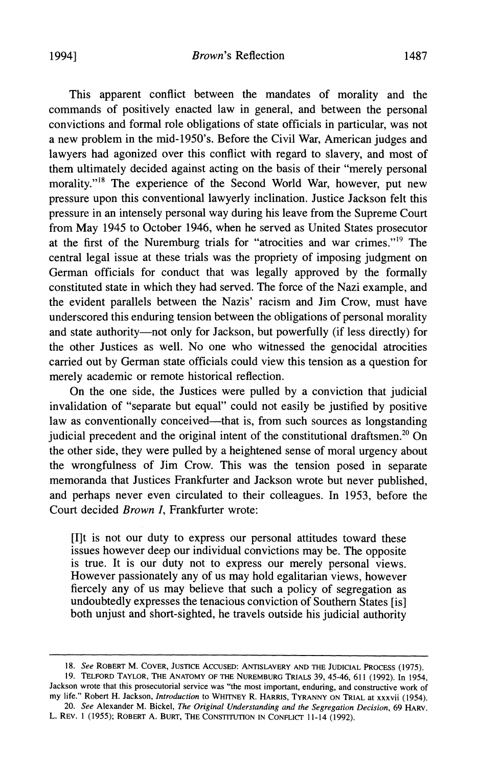This apparent conflict between the mandates of morality and the commands of positively enacted law in general, and between the personal convictions and formal role obligations of state officials in particular, was not a new problem in the mid-1950's. Before the Civil War, American judges and lawyers had agonized over this conflict with regard to slavery, and most of them ultimately decided against acting on the basis of their "merely personal morality."[18] The experience of the Second World War, however, put new pressure upon this conventional lawyerly inclination. Justice Jackson felt this pressure in an intensely personal way during his leave from the Supreme Court from May 1945 to October 1946, when he served as United States prosecutor at the first of the Nuremburg trials for "atrocities and war crimes."[19] The central legal issue at these trials was the propriety of imposing judgment on German officials for conduct that was legally approved by the formally constituted state in which they had served. The force of the Nazi example, and the evident parallels between the Nazis' racism and Jim Crow, must have underscored this enduring tension between the obligations of personal morality and state authority—not only for Jackson, but powerfully (if less directly) for the other Justices as well. No one who witnessed the genocidal atrocities carried out by German state officials could view this tension as a question for merely academic or remote historical reflection.

On the one side, the Justices were pulled by a conviction that judicial invalidation of "separate but equal" could not easily be justified by positive law as conventionally conceived—that is, from such sources as longstanding judicial precedent and the original intent of the constitutional draftsmen.[20] On the other side, they were pulled by a heightened sense of moral urgency about the wrongfulness of Jim Crow. This was the tension posed in separate memoranda that Justices Frankfurter and Jackson wrote but never published, and perhaps never even circulated to their colleagues. In 1953, before the Court decided *Brown I*, Frankfurter wrote:

> [I]t is not our duty to express our personal attitudes toward these issues however deep our individual convictions may be. The opposite is true. It is our duty not to express our merely personal views. However passionately any of us may hold egalitarian views, however fiercely any of us may believe that such a policy of segregation as undoubtedly expresses the tenacious conviction of Southern States [is] both unjust and short-sighted, he travels outside his judicial authority

---

18. *See* ROBERT M. COVER, JUSTICE ACCUSED: ANTISLAVERY AND THE JUDICIAL PROCESS (1975).

19. TELFORD TAYLOR, THE ANATOMY OF THE NUREMBURG TRIALS 39, 45-46, 611 (1992). In 1954, Jackson wrote that this prosecutorial service was "the most important, enduring, and constructive work of my life." Robert H. Jackson, *Introduction* to WHITNEY R. HARRIS, TYRANNY ON TRIAL at xxxvii (1954).

20. *See* Alexander M. Bickel, *The Original Understanding and the Segregation Decision*, 69 HARV. L. REV. 1 (1955); ROBERT A. BURT, THE CONSTITUTION IN CONFLICT 11-14 (1992).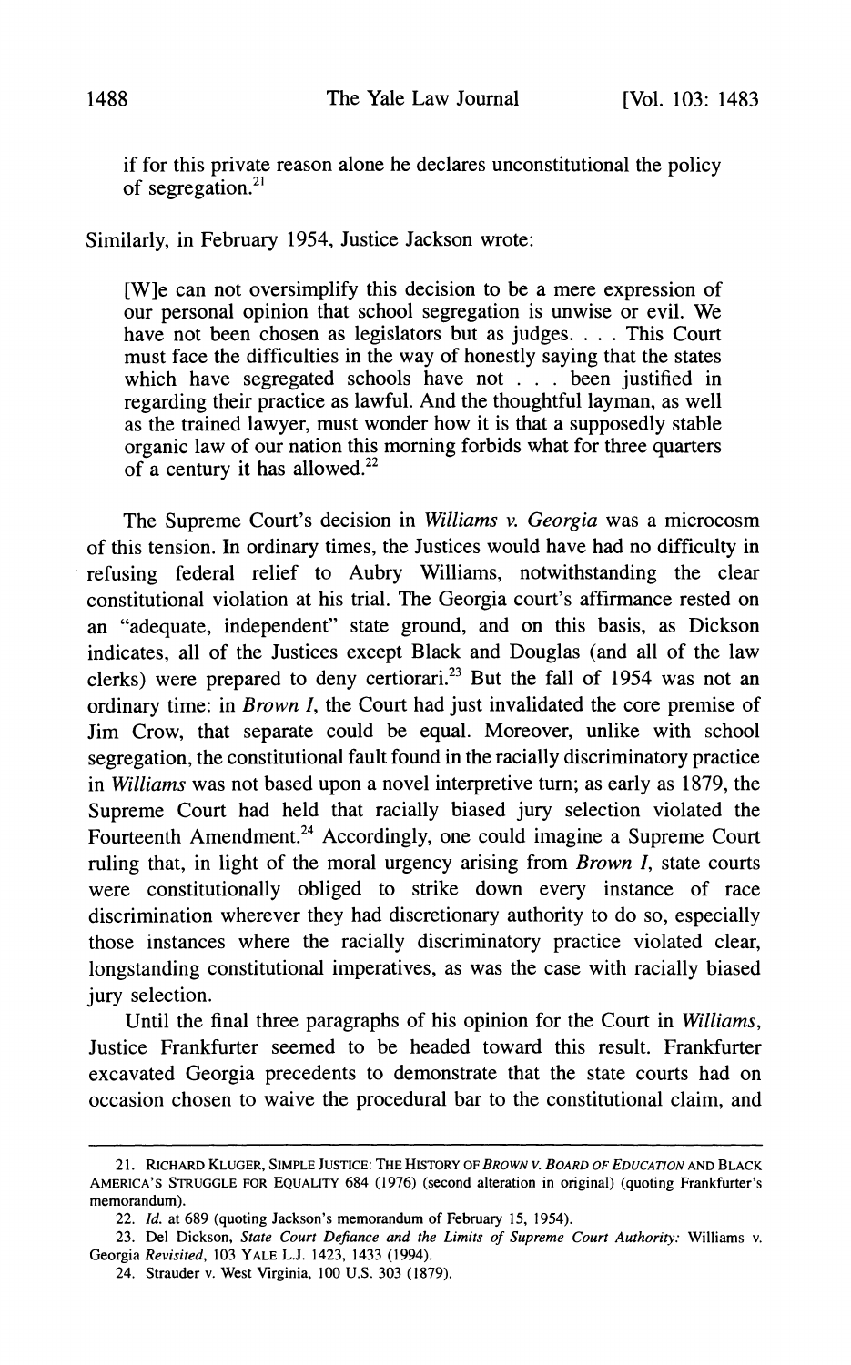> if for this private reason alone he declares unconstitutional the policy of segregation.[21]

Similarly, in February 1954, Justice Jackson wrote:

> [W]e can not oversimplify this decision to be a mere expression of our personal opinion that school segregation is unwise or evil. We have not been chosen as legislators but as judges. . . . This Court must face the difficulties in the way of honestly saying that the states which have segregated schools have not . . . been justified in regarding their practice as lawful. And the thoughtful layman, as well as the trained lawyer, must wonder how it is that a supposedly stable organic law of our nation this morning forbids what for three quarters of a century it has allowed.[22]

The Supreme Court's decision in *Williams v. Georgia* was a microcosm of this tension. In ordinary times, the Justices would have had no difficulty in refusing federal relief to Aubry Williams, notwithstanding the clear constitutional violation at his trial. The Georgia court's affirmance rested on an "adequate, independent" state ground, and on this basis, as Dickson indicates, all of the Justices except Black and Douglas (and all of the law clerks) were prepared to deny certiorari.[23] But the fall of 1954 was not an ordinary time: in *Brown I*, the Court had just invalidated the core premise of Jim Crow, that separate could be equal. Moreover, unlike with school segregation, the constitutional fault found in the racially discriminatory practice in *Williams* was not based upon a novel interpretive turn; as early as 1879, the Supreme Court had held that racially biased jury selection violated the Fourteenth Amendment.[24] Accordingly, one could imagine a Supreme Court ruling that, in light of the moral urgency arising from *Brown I*, state courts were constitutionally obliged to strike down every instance of race discrimination wherever they had discretionary authority to do so, especially those instances where the racially discriminatory practice violated clear, longstanding constitutional imperatives, as was the case with racially biased jury selection.

Until the final three paragraphs of his opinion for the Court in *Williams*, Justice Frankfurter seemed to be headed toward this result. Frankfurter excavated Georgia precedents to demonstrate that the state courts had on occasion chosen to waive the procedural bar to the constitutional claim, and

---

21. RICHARD KLUGER, SIMPLE JUSTICE: THE HISTORY OF *BROWN V. BOARD OF EDUCATION* AND BLACK AMERICA'S STRUGGLE FOR EQUALITY 684 (1976) (second alteration in original) (quoting Frankfurter's memorandum).

22. *Id.* at 689 (quoting Jackson's memorandum of February 15, 1954).

23. Del Dickson, *State Court Defiance and the Limits of Supreme Court Authority:* Williams v. Georgia *Revisited*, 103 YALE L.J. 1423, 1433 (1994).

24. Strauder v. West Virginia, 100 U.S. 303 (1879).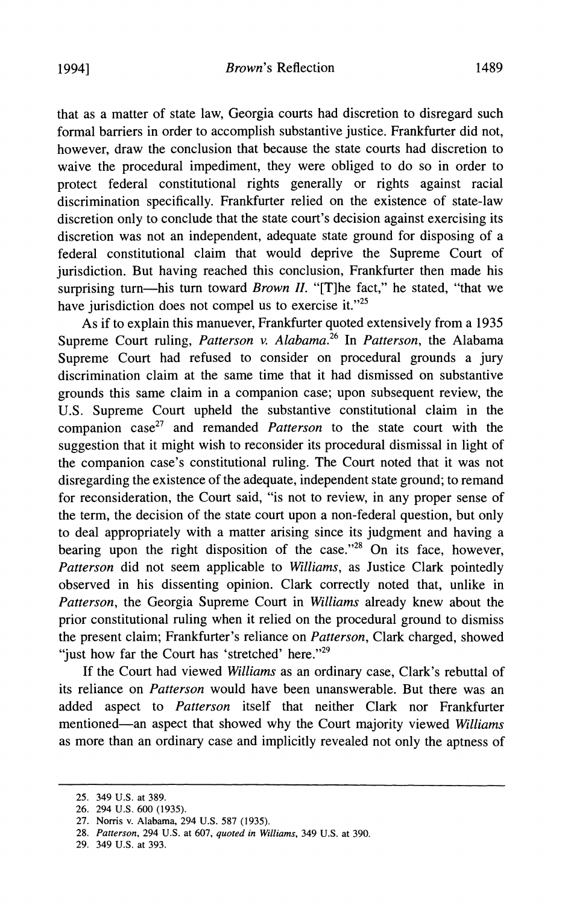that as a matter of state law, Georgia courts had discretion to disregard such formal barriers in order to accomplish substantive justice. Frankfurter did not, however, draw the conclusion that because the state courts had discretion to waive the procedural impediment, they were obliged to do so in order to protect federal constitutional rights generally or rights against racial discrimination specifically. Frankfurter relied on the existence of state-law discretion only to conclude that the state court's decision against exercising its discretion was not an independent, adequate state ground for disposing of a federal constitutional claim that would deprive the Supreme Court of jurisdiction. But having reached this conclusion, Frankfurter then made his surprising turn—his turn toward *Brown II*. "[T]he fact," he stated, "that we have jurisdiction does not compel us to exercise it."[25]

As if to explain this manuever, Frankfurter quoted extensively from a 1935 Supreme Court ruling, *Patterson v. Alabama*.[26] In *Patterson*, the Alabama Supreme Court had refused to consider on procedural grounds a jury discrimination claim at the same time that it had dismissed on substantive grounds this same claim in a companion case; upon subsequent review, the U.S. Supreme Court upheld the substantive constitutional claim in the companion case[27] and remanded *Patterson* to the state court with the suggestion that it might wish to reconsider its procedural dismissal in light of the companion case's constitutional ruling. The Court noted that it was not disregarding the existence of the adequate, independent state ground; to remand for reconsideration, the Court said, "is not to review, in any proper sense of the term, the decision of the state court upon a non-federal question, but only to deal appropriately with a matter arising since its judgment and having a bearing upon the right disposition of the case."[28] On its face, however, *Patterson* did not seem applicable to *Williams*, as Justice Clark pointedly observed in his dissenting opinion. Clark correctly noted that, unlike in *Patterson*, the Georgia Supreme Court in *Williams* already knew about the prior constitutional ruling when it relied on the procedural ground to dismiss the present claim; Frankfurter's reliance on *Patterson*, Clark charged, showed "just how far the Court has 'stretched' here."[29]

If the Court had viewed *Williams* as an ordinary case, Clark's rebuttal of its reliance on *Patterson* would have been unanswerable. But there was an added aspect to *Patterson* itself that neither Clark nor Frankfurter mentioned—an aspect that showed why the Court majority viewed *Williams* as more than an ordinary case and implicitly revealed not only the aptness of

---

25. 349 U.S. at 389.
26. 294 U.S. 600 (1935).
27. Norris v. Alabama, 294 U.S. 587 (1935).
28. *Patterson*, 294 U.S. at 607, *quoted in Williams*, 349 U.S. at 390.
29. 349 U.S. at 393.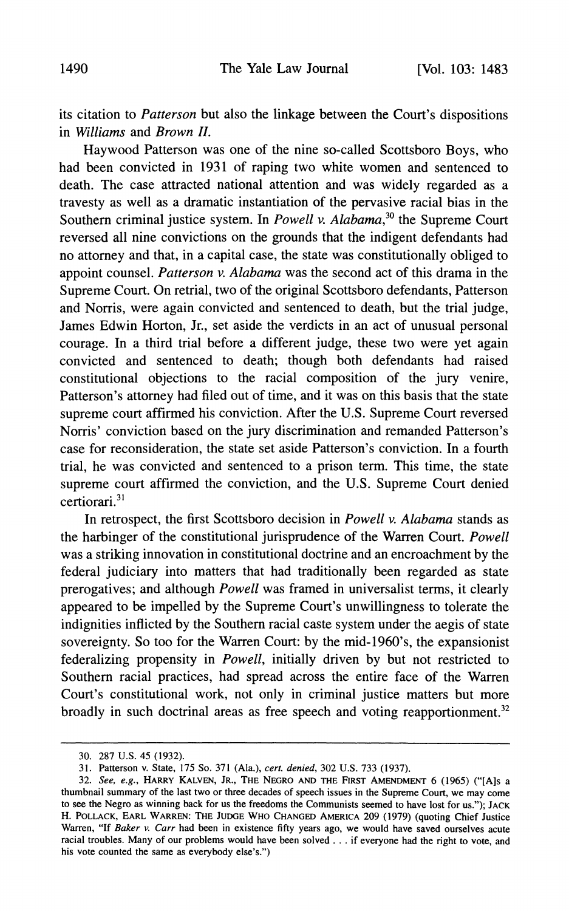its citation to *Patterson* but also the linkage between the Court's dispositions in *Williams* and *Brown II*.

Haywood Patterson was one of the nine so-called Scottsboro Boys, who had been convicted in 1931 of raping two white women and sentenced to death. The case attracted national attention and was widely regarded as a travesty as well as a dramatic instantiation of the pervasive racial bias in the Southern criminal justice system. In *Powell v. Alabama*,[30] the Supreme Court reversed all nine convictions on the grounds that the indigent defendants had no attorney and that, in a capital case, the state was constitutionally obliged to appoint counsel. *Patterson v. Alabama* was the second act of this drama in the Supreme Court. On retrial, two of the original Scottsboro defendants, Patterson and Norris, were again convicted and sentenced to death, but the trial judge, James Edwin Horton, Jr., set aside the verdicts in an act of unusual personal courage. In a third trial before a different judge, these two were yet again convicted and sentenced to death; though both defendants had raised constitutional objections to the racial composition of the jury venire, Patterson's attorney had filed out of time, and it was on this basis that the state supreme court affirmed his conviction. After the U.S. Supreme Court reversed Norris' conviction based on the jury discrimination and remanded Patterson's case for reconsideration, the state set aside Patterson's conviction. In a fourth trial, he was convicted and sentenced to a prison term. This time, the state supreme court affirmed the conviction, and the U.S. Supreme Court denied certiorari.[31]

In retrospect, the first Scottsboro decision in *Powell v. Alabama* stands as the harbinger of the constitutional jurisprudence of the Warren Court. *Powell* was a striking innovation in constitutional doctrine and an encroachment by the federal judiciary into matters that had traditionally been regarded as state prerogatives; and although *Powell* was framed in universalist terms, it clearly appeared to be impelled by the Supreme Court's unwillingness to tolerate the indignities inflicted by the Southern racial caste system under the aegis of state sovereignty. So too for the Warren Court: by the mid-1960's, the expansionist federalizing propensity in *Powell*, initially driven by but not restricted to Southern racial practices, had spread across the entire face of the Warren Court's constitutional work, not only in criminal justice matters but more broadly in such doctrinal areas as free speech and voting reapportionment.[32]

---

30. 287 U.S. 45 (1932).

31. Patterson v. State, 175 So. 371 (Ala.), *cert. denied*, 302 U.S. 733 (1937).

32. *See, e.g.*, HARRY KALVEN, JR., THE NEGRO AND THE FIRST AMENDMENT 6 (1965) ("[A]s a thumbnail summary of the last two or three decades of speech issues in the Supreme Court, we may come to see the Negro as winning back for us the freedoms the Communists seemed to have lost for us."); JACK H. POLLACK, EARL WARREN: THE JUDGE WHO CHANGED AMERICA 209 (1979) (quoting Chief Justice Warren, "If *Baker v. Carr* had been in existence fifty years ago, we would have saved ourselves acute racial troubles. Many of our problems would have been solved . . . if everyone had the right to vote, and his vote counted the same as everybody else's.")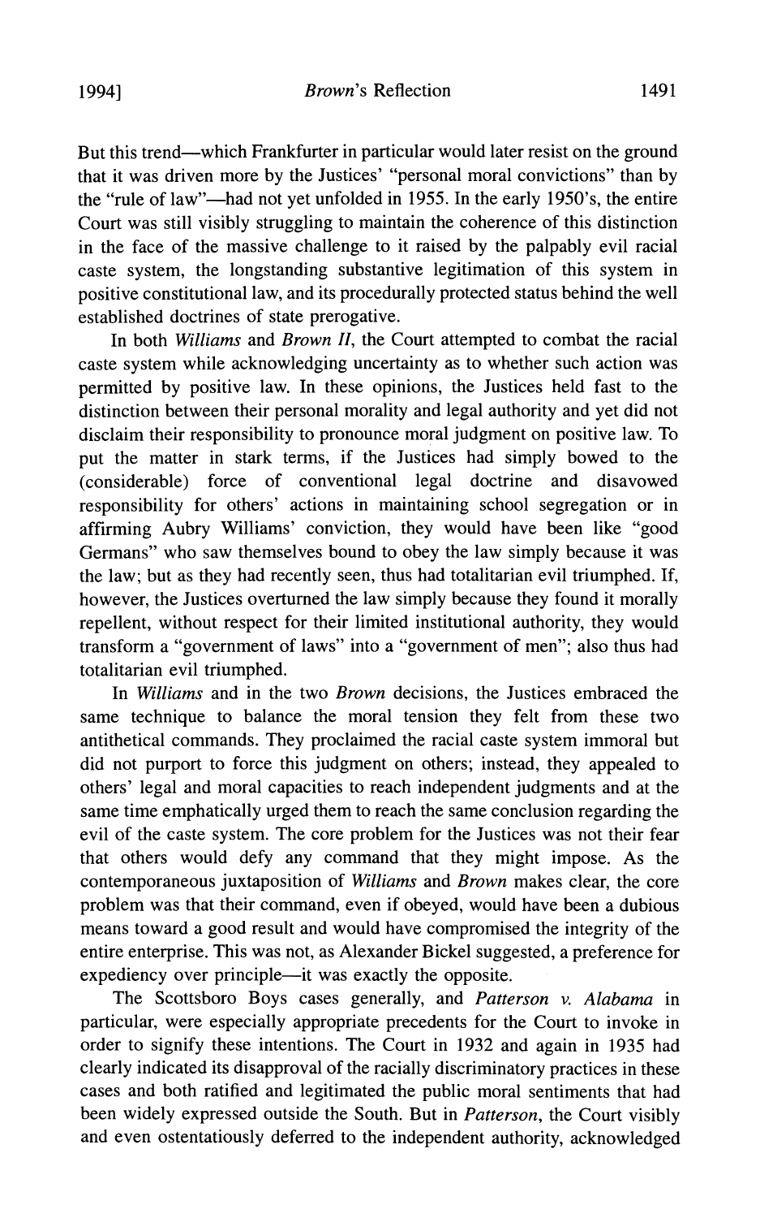But this trend—which Frankfurter in particular would later resist on the ground that it was driven more by the Justices' "personal moral convictions" than by the "rule of law"—had not yet unfolded in 1955. In the early 1950's, the entire Court was still visibly struggling to maintain the coherence of this distinction in the face of the massive challenge to it raised by the palpably evil racial caste system, the longstanding substantive legitimation of this system in positive constitutional law, and its procedurally protected status behind the well established doctrines of state prerogative.

In both *Williams* and *Brown II*, the Court attempted to combat the racial caste system while acknowledging uncertainty as to whether such action was permitted by positive law. In these opinions, the Justices held fast to the distinction between their personal morality and legal authority and yet did not disclaim their responsibility to pronounce moral judgment on positive law. To put the matter in stark terms, if the Justices had simply bowed to the (considerable) force of conventional legal doctrine and disavowed responsibility for others' actions in maintaining school segregation or in affirming Aubry Williams' conviction, they would have been like "good Germans" who saw themselves bound to obey the law simply because it was the law; but as they had recently seen, thus had totalitarian evil triumphed. If, however, the Justices overturned the law simply because they found it morally repellent, without respect for their limited institutional authority, they would transform a "government of laws" into a "government of men"; also thus had totalitarian evil triumphed.

In *Williams* and in the two *Brown* decisions, the Justices embraced the same technique to balance the moral tension they felt from these two antithetical commands. They proclaimed the racial caste system immoral but did not purport to force this judgment on others; instead, they appealed to others' legal and moral capacities to reach independent judgments and at the same time emphatically urged them to reach the same conclusion regarding the evil of the caste system. The core problem for the Justices was not their fear that others would defy any command that they might impose. As the contemporaneous juxtaposition of *Williams* and *Brown* makes clear, the core problem was that their command, even if obeyed, would have been a dubious means toward a good result and would have compromised the integrity of the entire enterprise. This was not, as Alexander Bickel suggested, a preference for expediency over principle—it was exactly the opposite.

The Scottsboro Boys cases generally, and *Patterson v. Alabama* in particular, were especially appropriate precedents for the Court to invoke in order to signify these intentions. The Court in 1932 and again in 1935 had clearly indicated its disapproval of the racially discriminatory practices in these cases and both ratified and legitimated the public moral sentiments that had been widely expressed outside the South. But in *Patterson*, the Court visibly and even ostentatiously deferred to the independent authority, acknowledged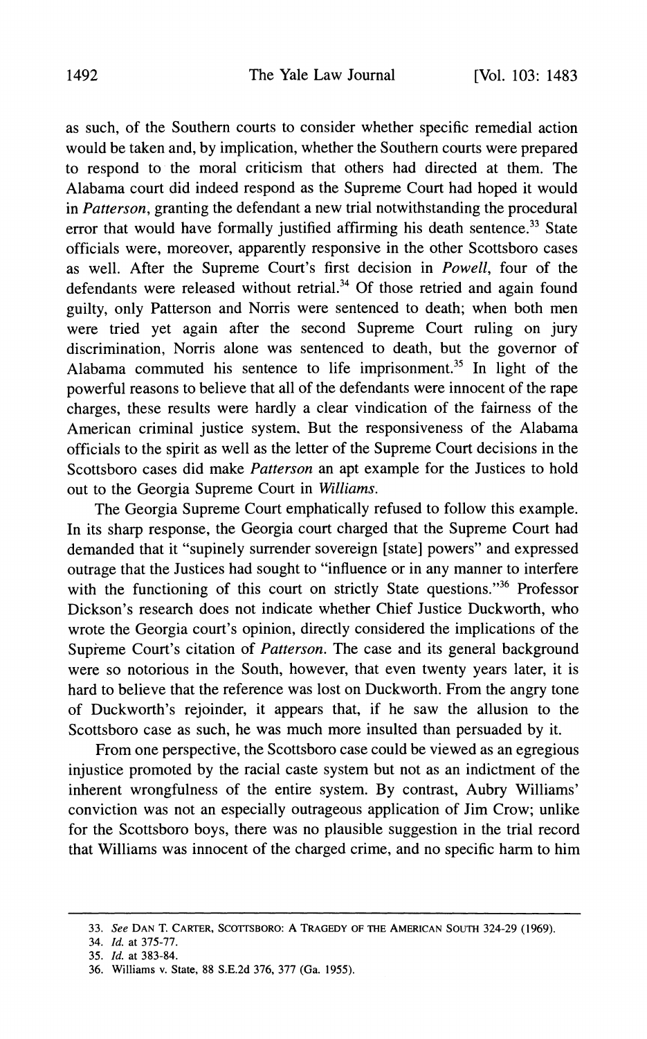as such, of the Southern courts to consider whether specific remedial action would be taken and, by implication, whether the Southern courts were prepared to respond to the moral criticism that others had directed at them. The Alabama court did indeed respond as the Supreme Court had hoped it would in *Patterson*, granting the defendant a new trial notwithstanding the procedural error that would have formally justified affirming his death sentence.[33] State officials were, moreover, apparently responsive in the other Scottsboro cases as well. After the Supreme Court's first decision in *Powell*, four of the defendants were released without retrial.[34] Of those retried and again found guilty, only Patterson and Norris were sentenced to death; when both men were tried yet again after the second Supreme Court ruling on jury discrimination, Norris alone was sentenced to death, but the governor of Alabama commuted his sentence to life imprisonment.[35] In light of the powerful reasons to believe that all of the defendants were innocent of the rape charges, these results were hardly a clear vindication of the fairness of the American criminal justice system. But the responsiveness of the Alabama officials to the spirit as well as the letter of the Supreme Court decisions in the Scottsboro cases did make *Patterson* an apt example for the Justices to hold out to the Georgia Supreme Court in *Williams*.

The Georgia Supreme Court emphatically refused to follow this example. In its sharp response, the Georgia court charged that the Supreme Court had demanded that it "supinely surrender sovereign [state] powers" and expressed outrage that the Justices had sought to "influence or in any manner to interfere with the functioning of this court on strictly State questions."[36] Professor Dickson's research does not indicate whether Chief Justice Duckworth, who wrote the Georgia court's opinion, directly considered the implications of the Supreme Court's citation of *Patterson*. The case and its general background were so notorious in the South, however, that even twenty years later, it is hard to believe that the reference was lost on Duckworth. From the angry tone of Duckworth's rejoinder, it appears that, if he saw the allusion to the Scottsboro case as such, he was much more insulted than persuaded by it.

From one perspective, the Scottsboro case could be viewed as an egregious injustice promoted by the racial caste system but not as an indictment of the inherent wrongfulness of the entire system. By contrast, Aubry Williams' conviction was not an especially outrageous application of Jim Crow; unlike for the Scottsboro boys, there was no plausible suggestion in the trial record that Williams was innocent of the charged crime, and no specific harm to him

---

33. *See* DAN T. CARTER, SCOTTSBORO: A TRAGEDY OF THE AMERICAN SOUTH 324-29 (1969).

34. *Id.* at 375-77.

35. *Id.* at 383-84.

36. Williams v. State, 88 S.E.2d 376, 377 (Ga. 1955).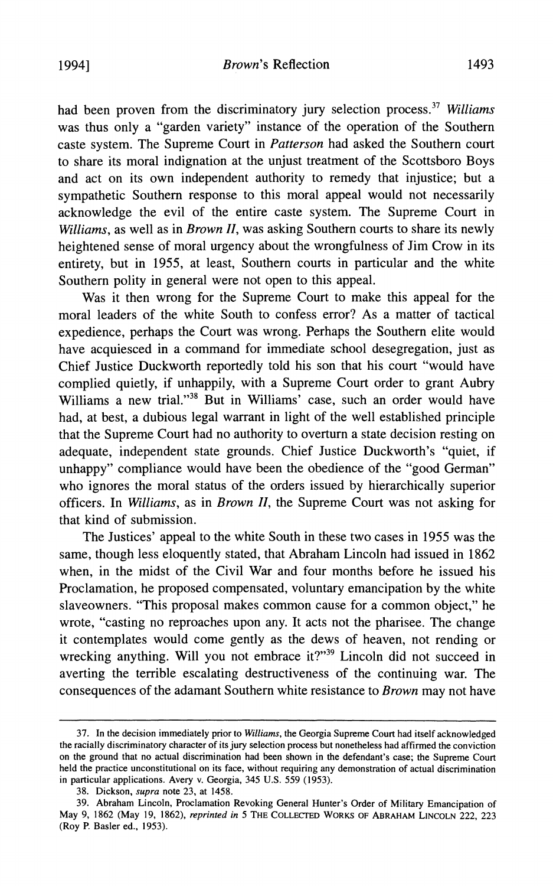had been proven from the discriminatory jury selection process.[37] *Williams* was thus only a "garden variety" instance of the operation of the Southern caste system. The Supreme Court in *Patterson* had asked the Southern court to share its moral indignation at the unjust treatment of the Scottsboro Boys and act on its own independent authority to remedy that injustice; but a sympathetic Southern response to this moral appeal would not necessarily acknowledge the evil of the entire caste system. The Supreme Court in *Williams*, as well as in *Brown II*, was asking Southern courts to share its newly heightened sense of moral urgency about the wrongfulness of Jim Crow in its entirety, but in 1955, at least, Southern courts in particular and the white Southern polity in general were not open to this appeal.

Was it then wrong for the Supreme Court to make this appeal for the moral leaders of the white South to confess error? As a matter of tactical expedience, perhaps the Court was wrong. Perhaps the Southern elite would have acquiesced in a command for immediate school desegregation, just as Chief Justice Duckworth reportedly told his son that his court "would have complied quietly, if unhappily, with a Supreme Court order to grant Aubry Williams a new trial."[38] But in Williams' case, such an order would have had, at best, a dubious legal warrant in light of the well established principle that the Supreme Court had no authority to overturn a state decision resting on adequate, independent state grounds. Chief Justice Duckworth's "quiet, if unhappy" compliance would have been the obedience of the "good German" who ignores the moral status of the orders issued by hierarchically superior officers. In *Williams*, as in *Brown II*, the Supreme Court was not asking for that kind of submission.

The Justices' appeal to the white South in these two cases in 1955 was the same, though less eloquently stated, that Abraham Lincoln had issued in 1862 when, in the midst of the Civil War and four months before he issued his Proclamation, he proposed compensated, voluntary emancipation by the white slaveowners. "This proposal makes common cause for a common object," he wrote, "casting no reproaches upon any. It acts not the pharisee. The change it contemplates would come gently as the dews of heaven, not rending or wrecking anything. Will you not embrace it?"[39] Lincoln did not succeed in averting the terrible escalating destructiveness of the continuing war. The consequences of the adamant Southern white resistance to *Brown* may not have

---

37. In the decision immediately prior to *Williams*, the Georgia Supreme Court had itself acknowledged the racially discriminatory character of its jury selection process but nonetheless had affirmed the conviction on the ground that no actual discrimination had been shown in the defendant's case; the Supreme Court held the practice unconstitutional on its face, without requiring any demonstration of actual discrimination in particular applications. Avery v. Georgia, 345 U.S. 559 (1953).

38. Dickson, *supra* note 23, at 1458.

39. Abraham Lincoln, Proclamation Revoking General Hunter's Order of Military Emancipation of May 9, 1862 (May 19, 1862), *reprinted in* 5 THE COLLECTED WORKS OF ABRAHAM LINCOLN 222, 223 (Roy P. Basler ed., 1953).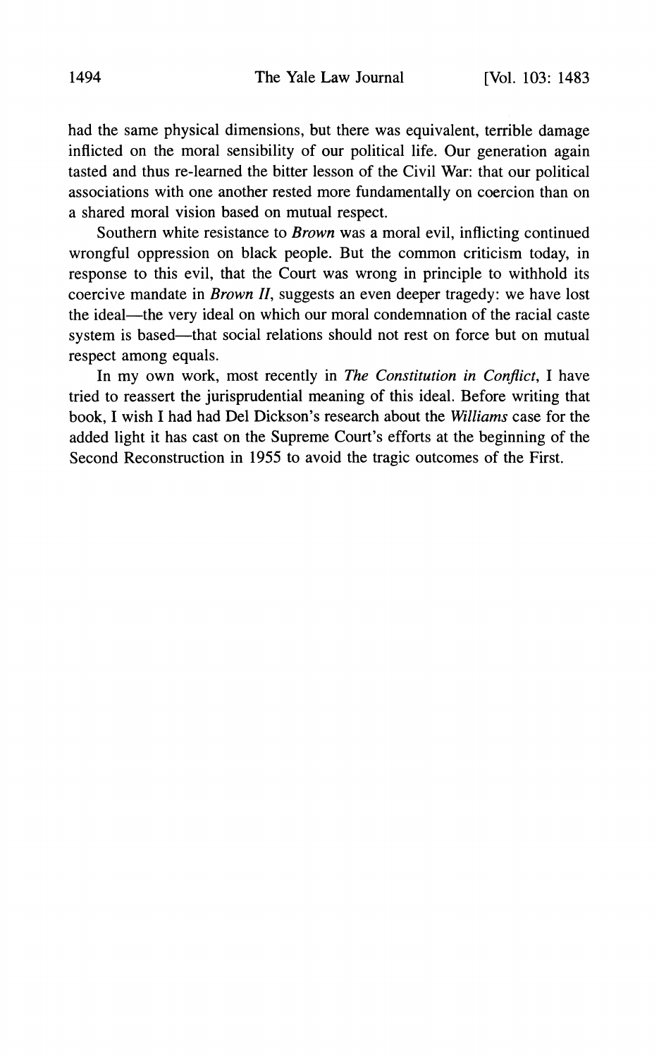had the same physical dimensions, but there was equivalent, terrible damage inflicted on the moral sensibility of our political life. Our generation again tasted and thus re-learned the bitter lesson of the Civil War: that our political associations with one another rested more fundamentally on coercion than on a shared moral vision based on mutual respect.

Southern white resistance to *Brown* was a moral evil, inflicting continued wrongful oppression on black people. But the common criticism today, in response to this evil, that the Court was wrong in principle to withhold its coercive mandate in *Brown II*, suggests an even deeper tragedy: we have lost the ideal—the very ideal on which our moral condemnation of the racial caste system is based—that social relations should not rest on force but on mutual respect among equals.

In my own work, most recently in *The Constitution in Conflict*, I have tried to reassert the jurisprudential meaning of this ideal. Before writing that book, I wish I had had Del Dickson's research about the *Williams* case for the added light it has cast on the Supreme Court's efforts at the beginning of the Second Reconstruction in 1955 to avoid the tragic outcomes of the First.